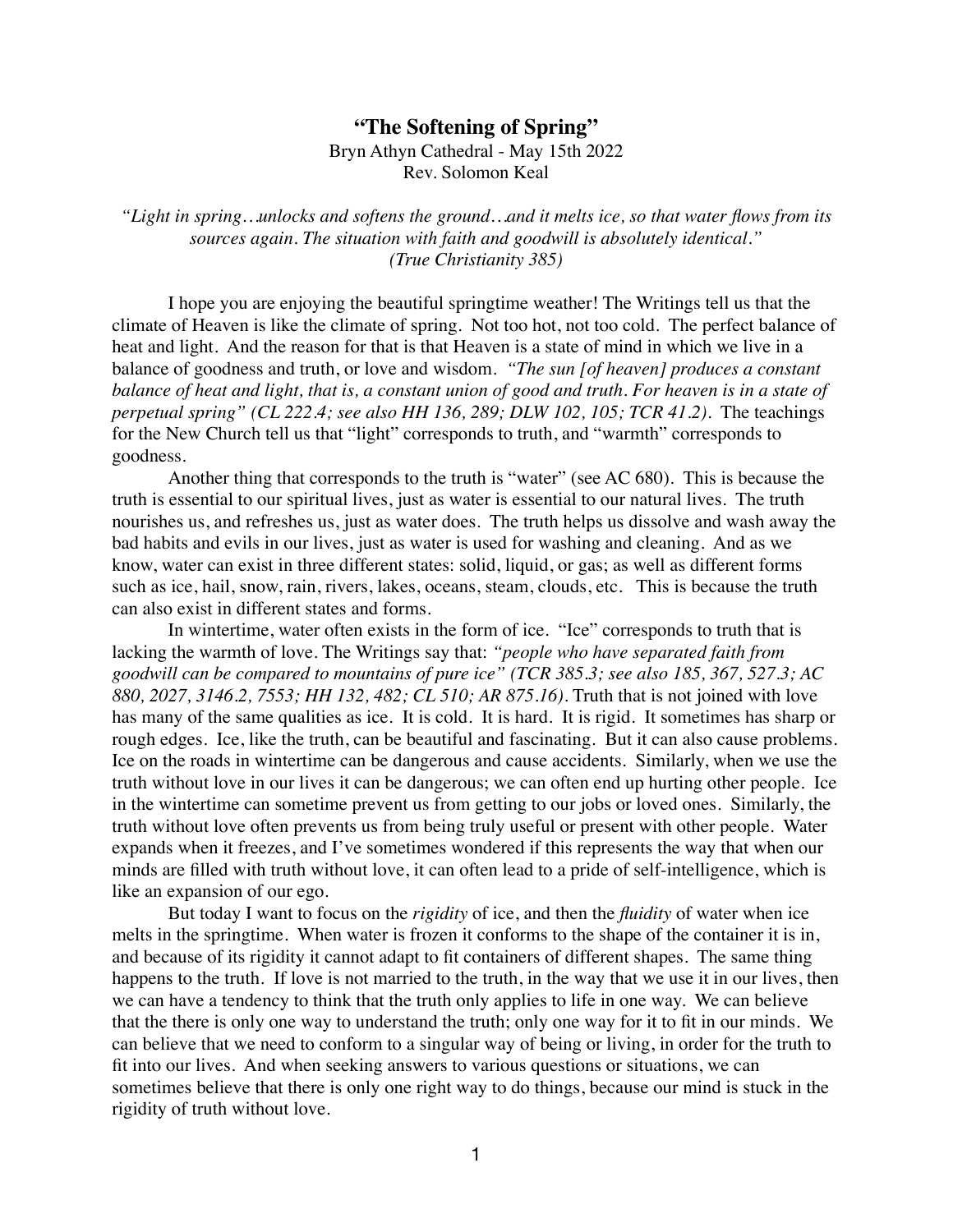# **"The Softening of Spring"**

Bryn Athyn Cathedral - May 15th 2022
Rev. Solomon Keal

*"Light in spring…unlocks and softens the ground…and it melts ice, so that water flows from its sources again. The situation with faith and goodwill is absolutely identical."*
*(True Christianity 385)*

I hope you are enjoying the beautiful springtime weather! The Writings tell us that the climate of Heaven is like the climate of spring. Not too hot, not too cold. The perfect balance of heat and light. And the reason for that is that Heaven is a state of mind in which we live in a balance of goodness and truth, or love and wisdom. *"The sun [of heaven] produces a constant balance of heat and light, that is, a constant union of good and truth. For heaven is in a state of perpetual spring" (CL 222.4; see also HH 136, 289; DLW 102, 105; TCR 41.2).* The teachings for the New Church tell us that "light" corresponds to truth, and "warmth" corresponds to goodness.

Another thing that corresponds to the truth is "water" (see AC 680). This is because the truth is essential to our spiritual lives, just as water is essential to our natural lives. The truth nourishes us, and refreshes us, just as water does. The truth helps us dissolve and wash away the bad habits and evils in our lives, just as water is used for washing and cleaning. And as we know, water can exist in three different states: solid, liquid, or gas; as well as different forms such as ice, hail, snow, rain, rivers, lakes, oceans, steam, clouds, etc. This is because the truth can also exist in different states and forms.

In wintertime, water often exists in the form of ice. "Ice" corresponds to truth that is lacking the warmth of love. The Writings say that: *"people who have separated faith from goodwill can be compared to mountains of pure ice" (TCR 385.3; see also 185, 367, 527.3; AC 880, 2027, 3146.2, 7553; HH 132, 482; CL 510; AR 875.16).* Truth that is not joined with love has many of the same qualities as ice. It is cold. It is hard. It is rigid. It sometimes has sharp or rough edges. Ice, like the truth, can be beautiful and fascinating. But it can also cause problems. Ice on the roads in wintertime can be dangerous and cause accidents. Similarly, when we use the truth without love in our lives it can be dangerous; we can often end up hurting other people. Ice in the wintertime can sometime prevent us from getting to our jobs or loved ones. Similarly, the truth without love often prevents us from being truly useful or present with other people. Water expands when it freezes, and I've sometimes wondered if this represents the way that when our minds are filled with truth without love, it can often lead to a pride of self-intelligence, which is like an expansion of our ego.

But today I want to focus on the *rigidity* of ice, and then the *fluidity* of water when ice melts in the springtime. When water is frozen it conforms to the shape of the container it is in, and because of its rigidity it cannot adapt to fit containers of different shapes. The same thing happens to the truth. If love is not married to the truth, in the way that we use it in our lives, then we can have a tendency to think that the truth only applies to life in one way. We can believe that the there is only one way to understand the truth; only one way for it to fit in our minds. We can believe that we need to conform to a singular way of being or living, in order for the truth to fit into our lives. And when seeking answers to various questions or situations, we can sometimes believe that there is only one right way to do things, because our mind is stuck in the rigidity of truth without love.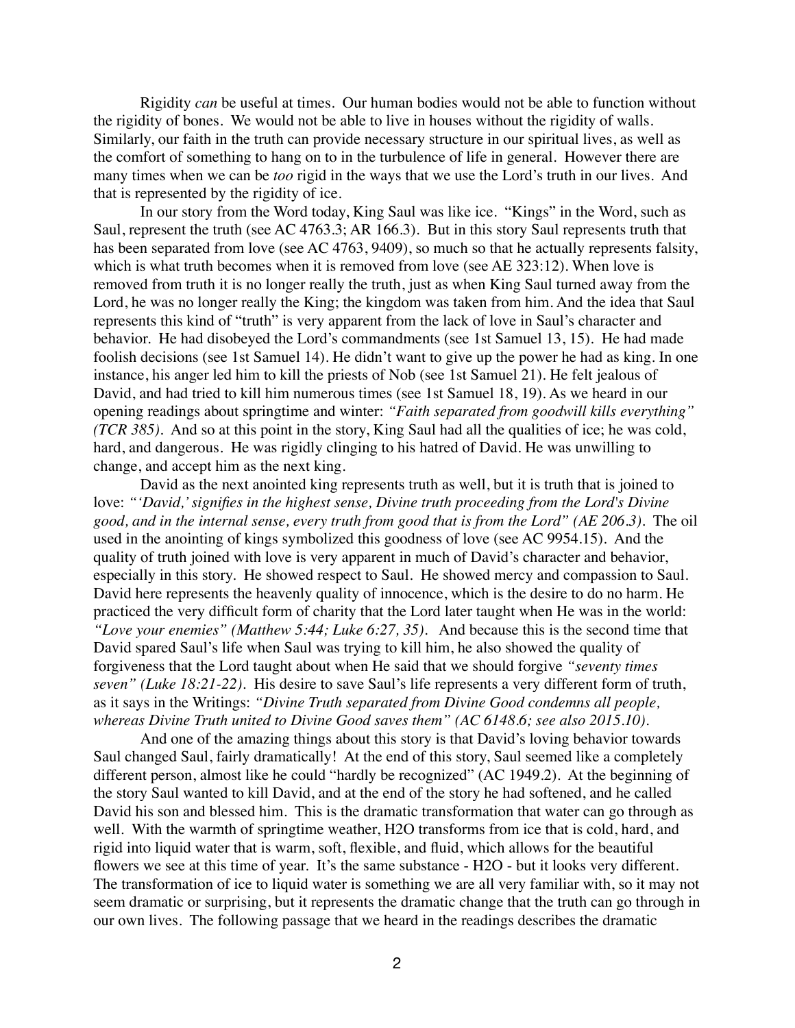Rigidity *can* be useful at times. Our human bodies would not be able to function without the rigidity of bones. We would not be able to live in houses without the rigidity of walls. Similarly, our faith in the truth can provide necessary structure in our spiritual lives, as well as the comfort of something to hang on to in the turbulence of life in general. However there are many times when we can be *too* rigid in the ways that we use the Lord's truth in our lives. And that is represented by the rigidity of ice.

In our story from the Word today, King Saul was like ice. "Kings" in the Word, such as Saul, represent the truth (see AC 4763.3; AR 166.3). But in this story Saul represents truth that has been separated from love (see AC 4763, 9409), so much so that he actually represents falsity, which is what truth becomes when it is removed from love (see AE 323:12). When love is removed from truth it is no longer really the truth, just as when King Saul turned away from the Lord, he was no longer really the King; the kingdom was taken from him. And the idea that Saul represents this kind of "truth" is very apparent from the lack of love in Saul's character and behavior. He had disobeyed the Lord's commandments (see 1st Samuel 13, 15). He had made foolish decisions (see 1st Samuel 14). He didn't want to give up the power he had as king. In one instance, his anger led him to kill the priests of Nob (see 1st Samuel 21). He felt jealous of David, and had tried to kill him numerous times (see 1st Samuel 18, 19). As we heard in our opening readings about springtime and winter: *"Faith separated from goodwill kills everything" (TCR 385).* And so at this point in the story, King Saul had all the qualities of ice; he was cold, hard, and dangerous. He was rigidly clinging to his hatred of David. He was unwilling to change, and accept him as the next king.

David as the next anointed king represents truth as well, but it is truth that is joined to love: *"'David,' signifies in the highest sense, Divine truth proceeding from the Lord's Divine good, and in the internal sense, every truth from good that is from the Lord" (AE 206.3).* The oil used in the anointing of kings symbolized this goodness of love (see AC 9954.15). And the quality of truth joined with love is very apparent in much of David's character and behavior, especially in this story. He showed respect to Saul. He showed mercy and compassion to Saul. David here represents the heavenly quality of innocence, which is the desire to do no harm. He practiced the very difficult form of charity that the Lord later taught when He was in the world: *"Love your enemies" (Matthew 5:44; Luke 6:27, 35).* And because this is the second time that David spared Saul's life when Saul was trying to kill him, he also showed the quality of forgiveness that the Lord taught about when He said that we should forgive *"seventy times seven" (Luke 18:21-22).* His desire to save Saul's life represents a very different form of truth, as it says in the Writings: *"Divine Truth separated from Divine Good condemns all people, whereas Divine Truth united to Divine Good saves them" (AC 6148.6; see also 2015.10).*

And one of the amazing things about this story is that David's loving behavior towards Saul changed Saul, fairly dramatically! At the end of this story, Saul seemed like a completely different person, almost like he could "hardly be recognized" (AC 1949.2). At the beginning of the story Saul wanted to kill David, and at the end of the story he had softened, and he called David his son and blessed him. This is the dramatic transformation that water can go through as well. With the warmth of springtime weather, H2O transforms from ice that is cold, hard, and rigid into liquid water that is warm, soft, flexible, and fluid, which allows for the beautiful flowers we see at this time of year. It's the same substance - H2O - but it looks very different. The transformation of ice to liquid water is something we are all very familiar with, so it may not seem dramatic or surprising, but it represents the dramatic change that the truth can go through in our own lives. The following passage that we heard in the readings describes the dramatic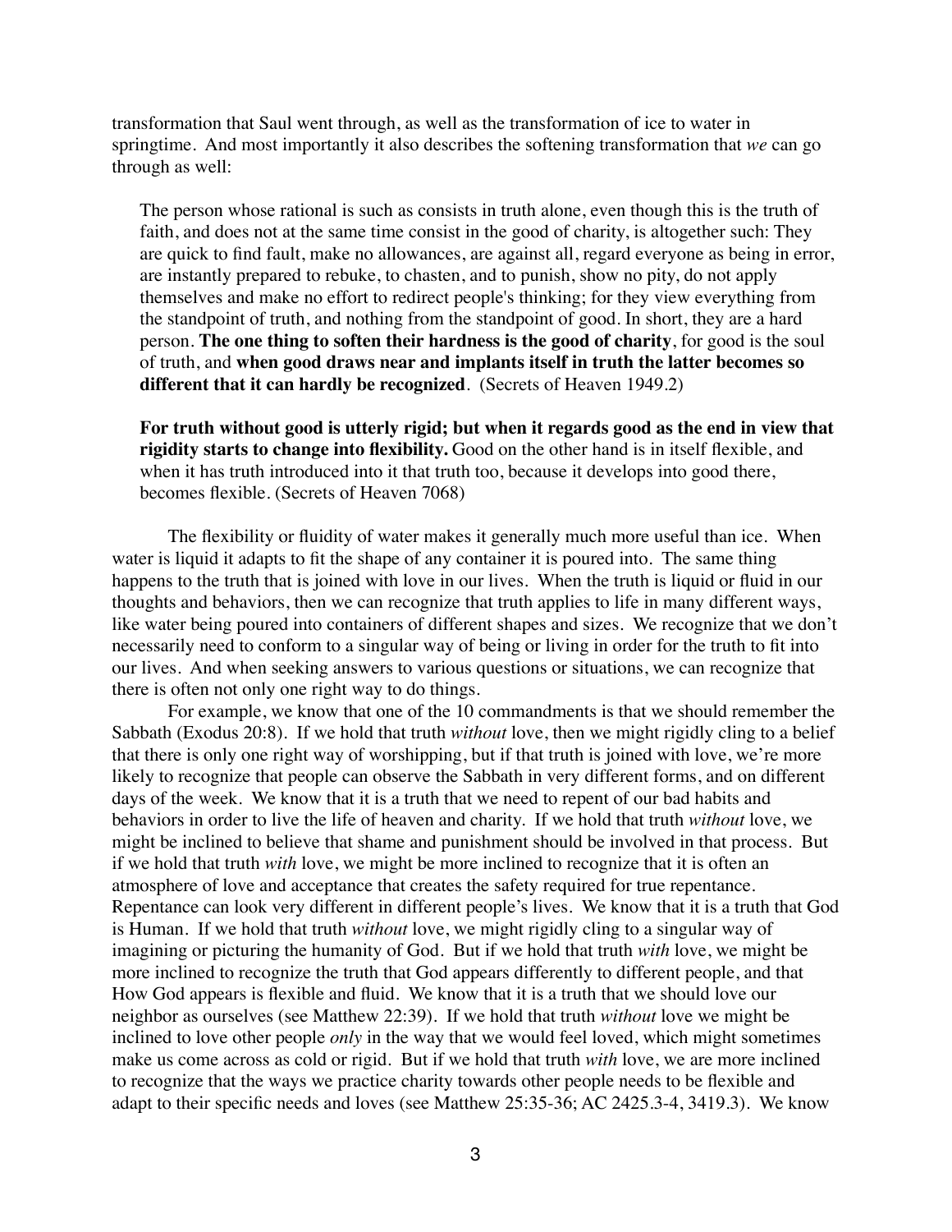transformation that Saul went through, as well as the transformation of ice to water in springtime. And most importantly it also describes the softening transformation that *we* can go through as well:

> The person whose rational is such as consists in truth alone, even though this is the truth of faith, and does not at the same time consist in the good of charity, is altogether such: They are quick to find fault, make no allowances, are against all, regard everyone as being in error, are instantly prepared to rebuke, to chasten, and to punish, show no pity, do not apply themselves and make no effort to redirect people's thinking; for they view everything from the standpoint of truth, and nothing from the standpoint of good. In short, they are a hard person. **The one thing to soften their hardness is the good of charity**, for good is the soul of truth, and **when good draws near and implants itself in truth the latter becomes so different that it can hardly be recognized**. (Secrets of Heaven 1949.2)
>
> **For truth without good is utterly rigid; but when it regards good as the end in view that rigidity starts to change into flexibility.** Good on the other hand is in itself flexible, and when it has truth introduced into it that truth too, because it develops into good there, becomes flexible. (Secrets of Heaven 7068)

The flexibility or fluidity of water makes it generally much more useful than ice. When water is liquid it adapts to fit the shape of any container it is poured into. The same thing happens to the truth that is joined with love in our lives. When the truth is liquid or fluid in our thoughts and behaviors, then we can recognize that truth applies to life in many different ways, like water being poured into containers of different shapes and sizes. We recognize that we don't necessarily need to conform to a singular way of being or living in order for the truth to fit into our lives. And when seeking answers to various questions or situations, we can recognize that there is often not only one right way to do things.

For example, we know that one of the 10 commandments is that we should remember the Sabbath (Exodus 20:8). If we hold that truth *without* love, then we might rigidly cling to a belief that there is only one right way of worshipping, but if that truth is joined with love, we're more likely to recognize that people can observe the Sabbath in very different forms, and on different days of the week. We know that it is a truth that we need to repent of our bad habits and behaviors in order to live the life of heaven and charity. If we hold that truth *without* love, we might be inclined to believe that shame and punishment should be involved in that process. But if we hold that truth *with* love, we might be more inclined to recognize that it is often an atmosphere of love and acceptance that creates the safety required for true repentance. Repentance can look very different in different people's lives. We know that it is a truth that God is Human. If we hold that truth *without* love, we might rigidly cling to a singular way of imagining or picturing the humanity of God. But if we hold that truth *with* love, we might be more inclined to recognize the truth that God appears differently to different people, and that How God appears is flexible and fluid. We know that it is a truth that we should love our neighbor as ourselves (see Matthew 22:39). If we hold that truth *without* love we might be inclined to love other people *only* in the way that we would feel loved, which might sometimes make us come across as cold or rigid. But if we hold that truth *with* love, we are more inclined to recognize that the ways we practice charity towards other people needs to be flexible and adapt to their specific needs and loves (see Matthew 25:35-36; AC 2425.3-4, 3419.3). We know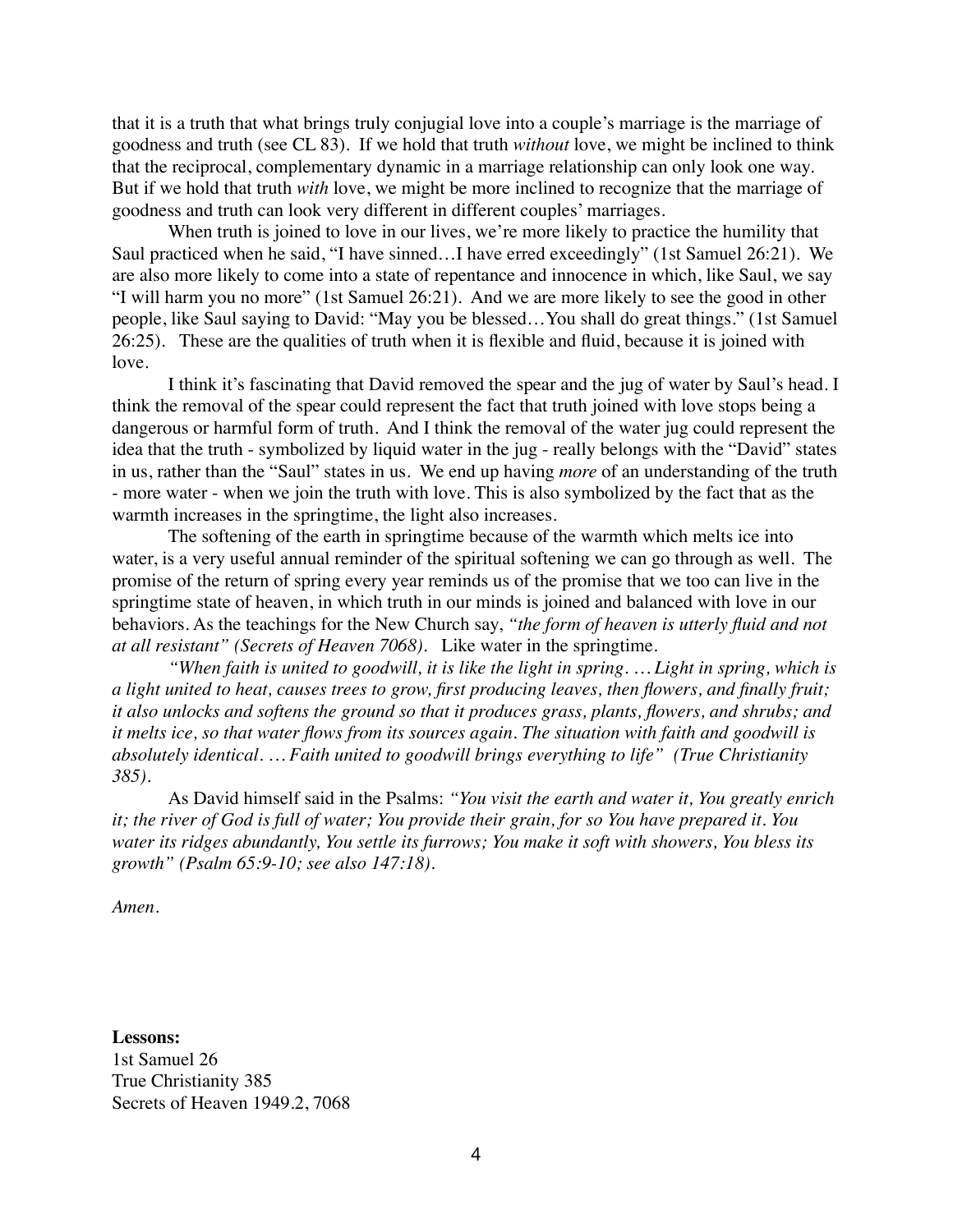that it is a truth that what brings truly conjugial love into a couple's marriage is the marriage of goodness and truth (see CL 83). If we hold that truth *without* love, we might be inclined to think that the reciprocal, complementary dynamic in a marriage relationship can only look one way. But if we hold that truth *with* love, we might be more inclined to recognize that the marriage of goodness and truth can look very different in different couples' marriages.

When truth is joined to love in our lives, we're more likely to practice the humility that Saul practiced when he said, "I have sinned…I have erred exceedingly" (1st Samuel 26:21). We are also more likely to come into a state of repentance and innocence in which, like Saul, we say "I will harm you no more" (1st Samuel 26:21). And we are more likely to see the good in other people, like Saul saying to David: "May you be blessed…You shall do great things." (1st Samuel 26:25). These are the qualities of truth when it is flexible and fluid, because it is joined with love.

I think it's fascinating that David removed the spear and the jug of water by Saul's head. I think the removal of the spear could represent the fact that truth joined with love stops being a dangerous or harmful form of truth. And I think the removal of the water jug could represent the idea that the truth - symbolized by liquid water in the jug - really belongs with the "David" states in us, rather than the "Saul" states in us. We end up having *more* of an understanding of the truth - more water - when we join the truth with love. This is also symbolized by the fact that as the warmth increases in the springtime, the light also increases.

The softening of the earth in springtime because of the warmth which melts ice into water, is a very useful annual reminder of the spiritual softening we can go through as well. The promise of the return of spring every year reminds us of the promise that we too can live in the springtime state of heaven, in which truth in our minds is joined and balanced with love in our behaviors. As the teachings for the New Church say, *"the form of heaven is utterly fluid and not at all resistant" (Secrets of Heaven 7068).* Like water in the springtime.

*"When faith is united to goodwill, it is like the light in spring. … Light in spring, which is a light united to heat, causes trees to grow, first producing leaves, then flowers, and finally fruit; it also unlocks and softens the ground so that it produces grass, plants, flowers, and shrubs; and it melts ice, so that water flows from its sources again. The situation with faith and goodwill is absolutely identical. … Faith united to goodwill brings everything to life" (True Christianity 385).*

As David himself said in the Psalms: *"You visit the earth and water it, You greatly enrich it; the river of God is full of water; You provide their grain, for so You have prepared it. You water its ridges abundantly, You settle its furrows; You make it soft with showers, You bless its growth" (Psalm 65:9-10; see also 147:18).*

*Amen.*

**Lessons:**
1st Samuel 26
True Christianity 385
Secrets of Heaven 1949.2, 7068